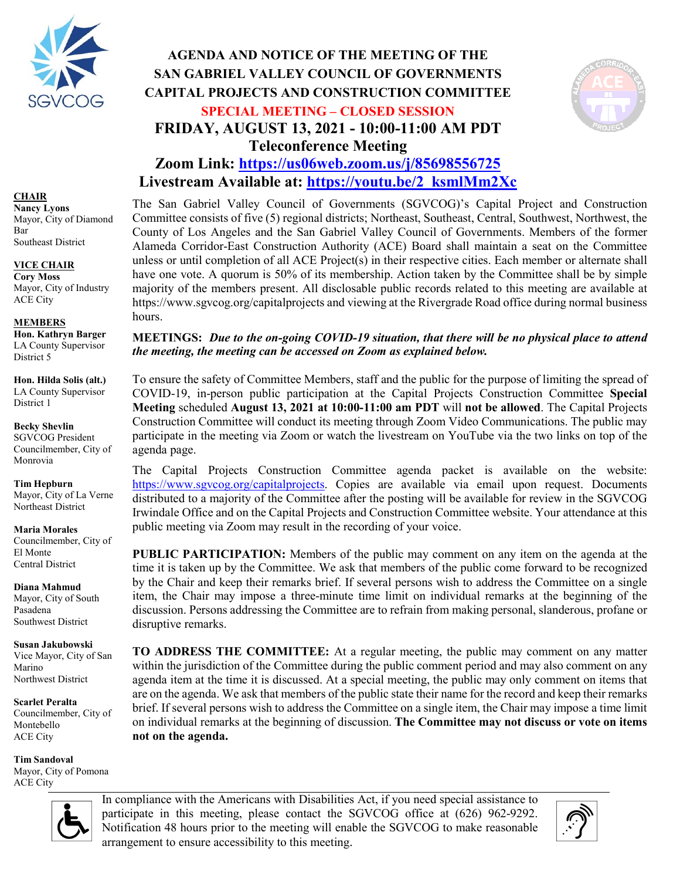# AGENDA AND NOTICE OF THE MEETING OF THE SAN GABRIEL VALLEY COUNCIL OF GOVERNMENTS CAPITAL PROJECTS AND CONSTRUCTION COMMITTEE

## SPECIAL MEETING – CLOSED SESSION

## FRIDAY, AUGUST 13, 2021 - 10:00-11:00 AM PDT

## Teleconference Meeting

## Zoom Link: https://us06web.zoom.us/j/85698556725

## Livestream Available at: https://youtu.be/2_ksmlMm2Xc

**CHAIR**
**Nancy Lyons**
Mayor, City of Diamond Bar
Southeast District

**VICE CHAIR**
**Cory Moss**
Mayor, City of Industry
ACE City

**MEMBERS**
**Hon. Kathryn Barger**
LA County Supervisor District 5

**Hon. Hilda Solis (alt.)**
LA County Supervisor District 1

**Becky Shevlin**
SGVCOG President
Councilmember, City of Monrovia

**Tim Hepburn**
Mayor, City of La Verne
Northeast District

**Maria Morales**
Councilmember, City of El Monte
Central District

**Diana Mahmud**
Mayor, City of South Pasadena
Southwest District

**Susan Jakubowski**
Vice Mayor, City of San Marino
Northwest District

**Scarlet Peralta**
Councilmember, City of Montebello
ACE City

**Tim Sandoval**
Mayor, City of Pomona
ACE City

The San Gabriel Valley Council of Governments (SGVCOG)'s Capital Project and Construction Committee consists of five (5) regional districts; Northeast, Southeast, Central, Southwest, Northwest, the County of Los Angeles and the San Gabriel Valley Council of Governments. Members of the former Alameda Corridor-East Construction Authority (ACE) Board shall maintain a seat on the Committee unless or until completion of all ACE Project(s) in their respective cities. Each member or alternate shall have one vote. A quorum is 50% of its membership. Action taken by the Committee shall be by simple majority of the members present. All disclosable public records related to this meeting are available at https://www.sgvcog.org/capitalprojects and viewing at the Rivergrade Road office during normal business hours.

**MEETINGS:** ***Due to the on-going COVID-19 situation, that there will be no physical place to attend the meeting, the meeting can be accessed on Zoom as explained below.***

To ensure the safety of Committee Members, staff and the public for the purpose of limiting the spread of COVID-19, in-person public participation at the Capital Projects Construction Committee **Special Meeting** scheduled **August 13, 2021 at 10:00-11:00 am PDT** will **not be allowed**. The Capital Projects Construction Committee will conduct its meeting through Zoom Video Communications. The public may participate in the meeting via Zoom or watch the livestream on YouTube via the two links on top of the agenda page.

The Capital Projects Construction Committee agenda packet is available on the website: https://www.sgvcog.org/capitalprojects. Copies are available via email upon request. Documents distributed to a majority of the Committee after the posting will be available for review in the SGVCOG Irwindale Office and on the Capital Projects and Construction Committee website. Your attendance at this public meeting via Zoom may result in the recording of your voice.

**PUBLIC PARTICIPATION:** Members of the public may comment on any item on the agenda at the time it is taken up by the Committee. We ask that members of the public come forward to be recognized by the Chair and keep their remarks brief. If several persons wish to address the Committee on a single item, the Chair may impose a three-minute time limit on individual remarks at the beginning of the discussion. Persons addressing the Committee are to refrain from making personal, slanderous, profane or disruptive remarks.

**TO ADDRESS THE COMMITTEE:** At a regular meeting, the public may comment on any matter within the jurisdiction of the Committee during the public comment period and may also comment on any agenda item at the time it is discussed. At a special meeting, the public may only comment on items that are on the agenda. We ask that members of the public state their name for the record and keep their remarks brief. If several persons wish to address the Committee on a single item, the Chair may impose a time limit on individual remarks at the beginning of discussion. **The Committee may not discuss or vote on items not on the agenda.**

In compliance with the Americans with Disabilities Act, if you need special assistance to participate in this meeting, please contact the SGVCOG office at (626) 962-9292. Notification 48 hours prior to the meeting will enable the SGVCOG to make reasonable arrangement to ensure accessibility to this meeting.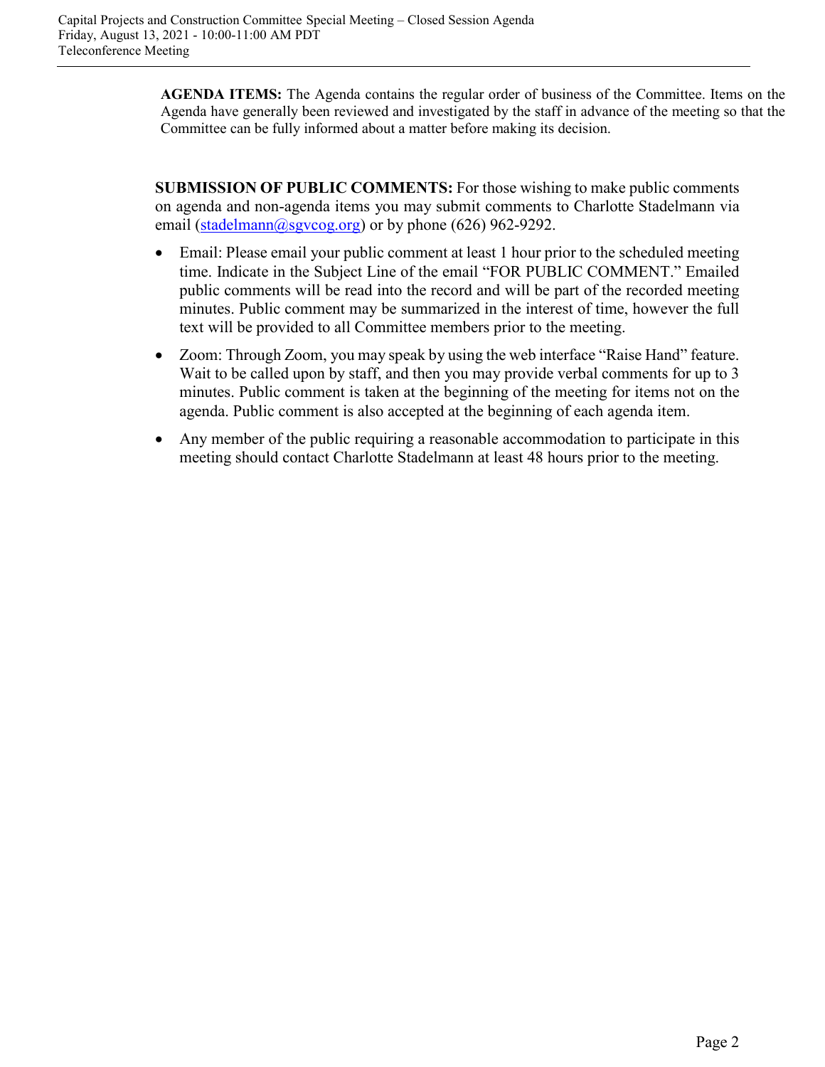**AGENDA ITEMS:** The Agenda contains the regular order of business of the Committee. Items on the Agenda have generally been reviewed and investigated by the staff in advance of the meeting so that the Committee can be fully informed about a matter before making its decision.

**SUBMISSION OF PUBLIC COMMENTS:** For those wishing to make public comments on agenda and non-agenda items you may submit comments to Charlotte Stadelmann via email (stadelmann@sgvcog.org) or by phone (626) 962-9292.

- Email: Please email your public comment at least 1 hour prior to the scheduled meeting time. Indicate in the Subject Line of the email "FOR PUBLIC COMMENT." Emailed public comments will be read into the record and will be part of the recorded meeting minutes. Public comment may be summarized in the interest of time, however the full text will be provided to all Committee members prior to the meeting.
- Zoom: Through Zoom, you may speak by using the web interface "Raise Hand" feature. Wait to be called upon by staff, and then you may provide verbal comments for up to 3 minutes. Public comment is taken at the beginning of the meeting for items not on the agenda. Public comment is also accepted at the beginning of each agenda item.
- Any member of the public requiring a reasonable accommodation to participate in this meeting should contact Charlotte Stadelmann at least 48 hours prior to the meeting.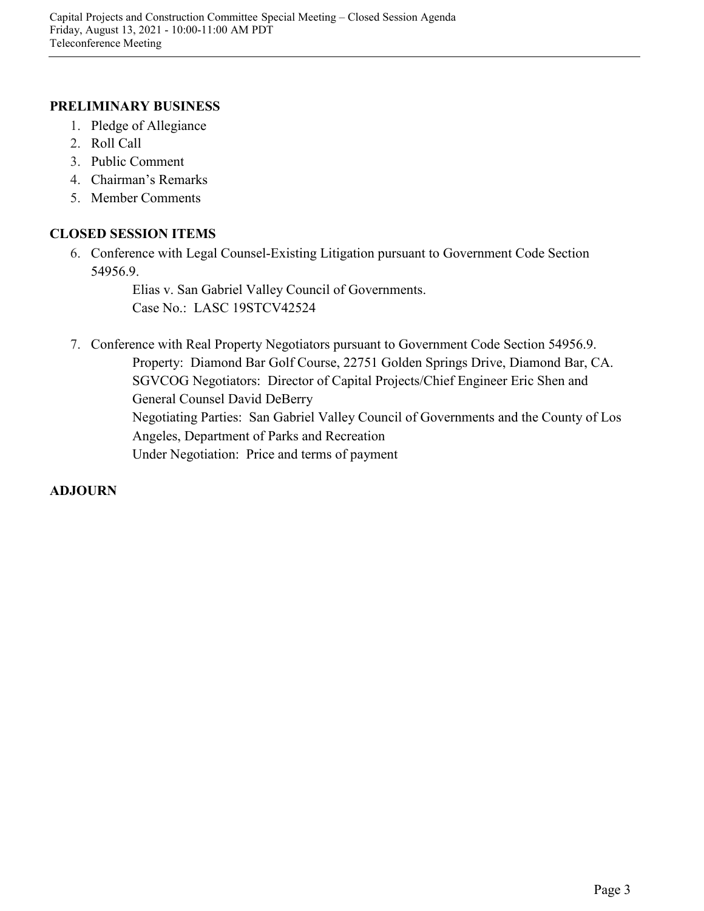**PRELIMINARY BUSINESS**

1. Pledge of Allegiance
2. Roll Call
3. Public Comment
4. Chairman's Remarks
5. Member Comments

**CLOSED SESSION ITEMS**

6. Conference with Legal Counsel-Existing Litigation pursuant to Government Code Section 54956.9.

   Elias v. San Gabriel Valley Council of Governments.
   Case No.: LASC 19STCV42524

7. Conference with Real Property Negotiators pursuant to Government Code Section 54956.9.

   Property: Diamond Bar Golf Course, 22751 Golden Springs Drive, Diamond Bar, CA.
   SGVCOG Negotiators: Director of Capital Projects/Chief Engineer Eric Shen and General Counsel David DeBerry
   Negotiating Parties: San Gabriel Valley Council of Governments and the County of Los Angeles, Department of Parks and Recreation
   Under Negotiation: Price and terms of payment

**ADJOURN**